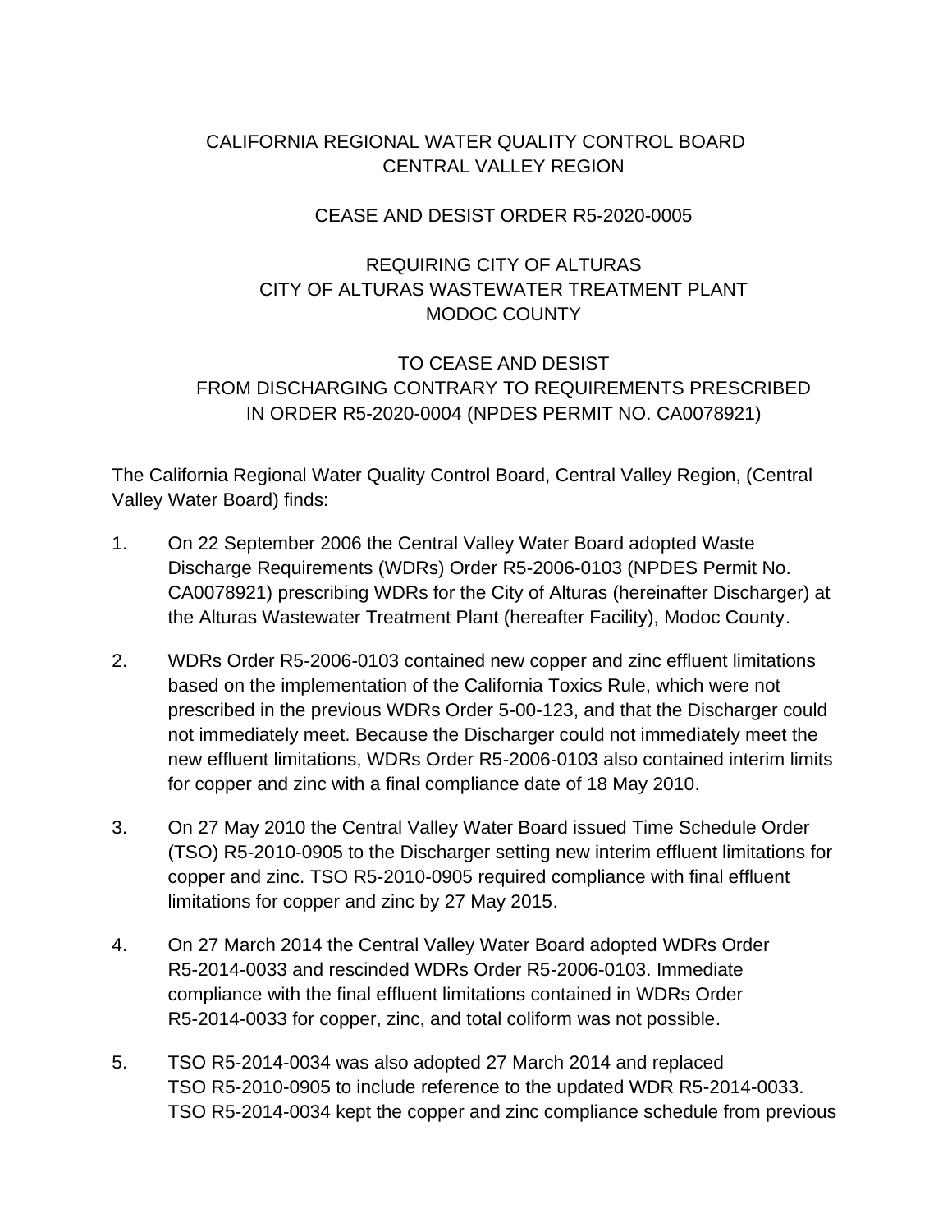# CALIFORNIA REGIONAL WATER QUALITY CONTROL BOARD
# CENTRAL VALLEY REGION

## CEASE AND DESIST ORDER R5-2020-0005

## REQUIRING CITY OF ALTURAS
## CITY OF ALTURAS WASTEWATER TREATMENT PLANT
## MODOC COUNTY

## TO CEASE AND DESIST
## FROM DISCHARGING CONTRARY TO REQUIREMENTS PRESCRIBED IN ORDER R5-2020-0004 (NPDES PERMIT NO. CA0078921)

The California Regional Water Quality Control Board, Central Valley Region, (Central Valley Water Board) finds:

1. On 22 September 2006 the Central Valley Water Board adopted Waste Discharge Requirements (WDRs) Order R5-2006-0103 (NPDES Permit No. CA0078921) prescribing WDRs for the City of Alturas (hereinafter Discharger) at the Alturas Wastewater Treatment Plant (hereafter Facility), Modoc County.

2. WDRs Order R5-2006-0103 contained new copper and zinc effluent limitations based on the implementation of the California Toxics Rule, which were not prescribed in the previous WDRs Order 5-00-123, and that the Discharger could not immediately meet. Because the Discharger could not immediately meet the new effluent limitations, WDRs Order R5-2006-0103 also contained interim limits for copper and zinc with a final compliance date of 18 May 2010.

3. On 27 May 2010 the Central Valley Water Board issued Time Schedule Order (TSO) R5-2010-0905 to the Discharger setting new interim effluent limitations for copper and zinc. TSO R5-2010-0905 required compliance with final effluent limitations for copper and zinc by 27 May 2015.

4. On 27 March 2014 the Central Valley Water Board adopted WDRs Order R5-2014-0033 and rescinded WDRs Order R5-2006-0103. Immediate compliance with the final effluent limitations contained in WDRs Order R5-2014-0033 for copper, zinc, and total coliform was not possible.

5. TSO R5-2014-0034 was also adopted 27 March 2014 and replaced TSO R5-2010-0905 to include reference to the updated WDR R5-2014-0033. TSO R5-2014-0034 kept the copper and zinc compliance schedule from previous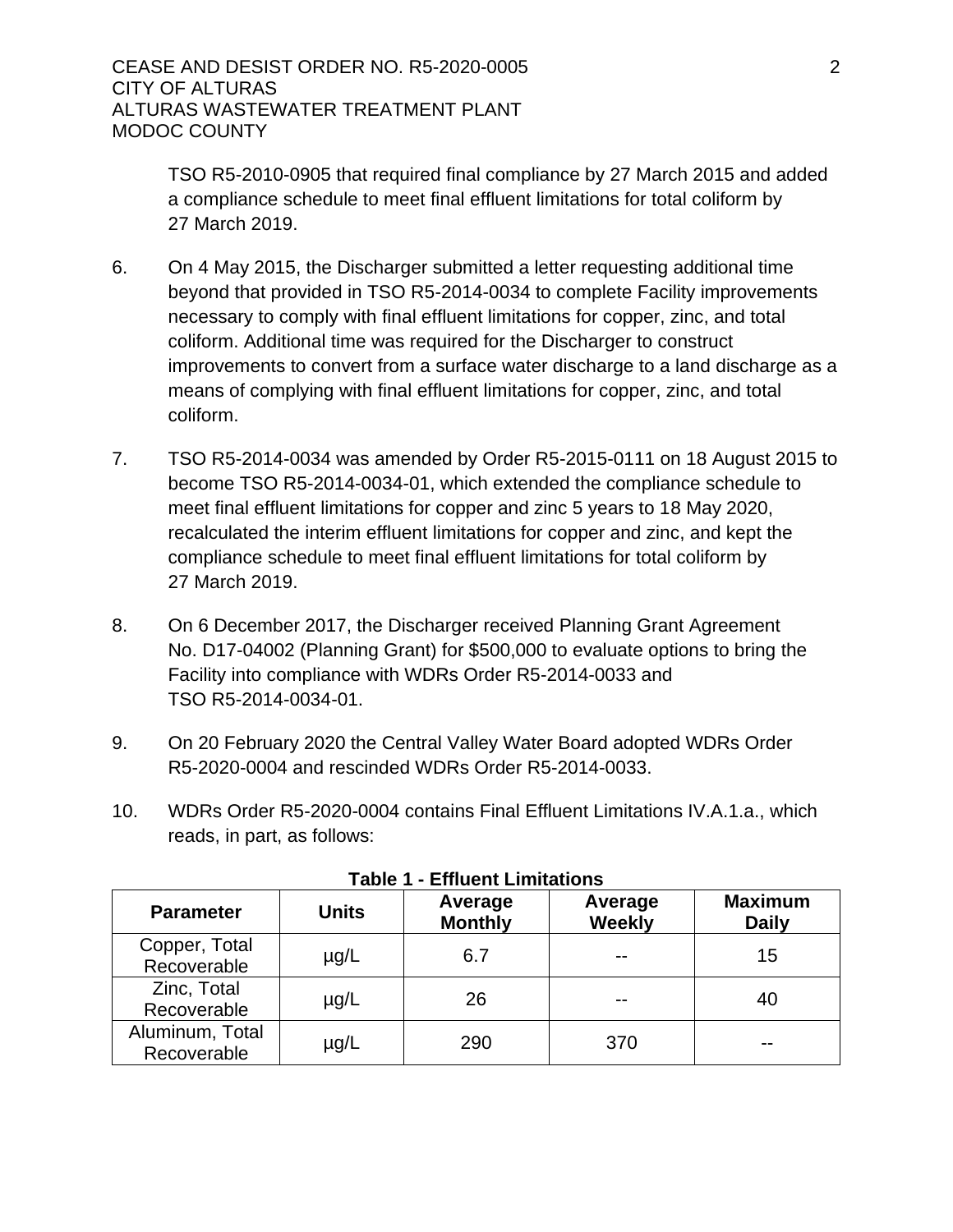TSO R5-2010-0905 that required final compliance by 27 March 2015 and added a compliance schedule to meet final effluent limitations for total coliform by 27 March 2019.

6. On 4 May 2015, the Discharger submitted a letter requesting additional time beyond that provided in TSO R5-2014-0034 to complete Facility improvements necessary to comply with final effluent limitations for copper, zinc, and total coliform. Additional time was required for the Discharger to construct improvements to convert from a surface water discharge to a land discharge as a means of complying with final effluent limitations for copper, zinc, and total coliform.

7. TSO R5-2014-0034 was amended by Order R5-2015-0111 on 18 August 2015 to become TSO R5-2014-0034-01, which extended the compliance schedule to meet final effluent limitations for copper and zinc 5 years to 18 May 2020, recalculated the interim effluent limitations for copper and zinc, and kept the compliance schedule to meet final effluent limitations for total coliform by 27 March 2019.

8. On 6 December 2017, the Discharger received Planning Grant Agreement No. D17-04002 (Planning Grant) for $500,000 to evaluate options to bring the Facility into compliance with WDRs Order R5-2014-0033 and TSO R5-2014-0034-01.

9. On 20 February 2020 the Central Valley Water Board adopted WDRs Order R5-2020-0004 and rescinded WDRs Order R5-2014-0033.

10. WDRs Order R5-2020-0004 contains Final Effluent Limitations IV.A.1.a., which reads, in part, as follows:

**Table 1 - Effluent Limitations**

| Parameter | Units | Average Monthly | Average Weekly | Maximum Daily |
|---|---|---|---|---|
| Copper, Total Recoverable | µg/L | 6.7 | -- | 15 |
| Zinc, Total Recoverable | µg/L | 26 | -- | 40 |
| Aluminum, Total Recoverable | µg/L | 290 | 370 | -- |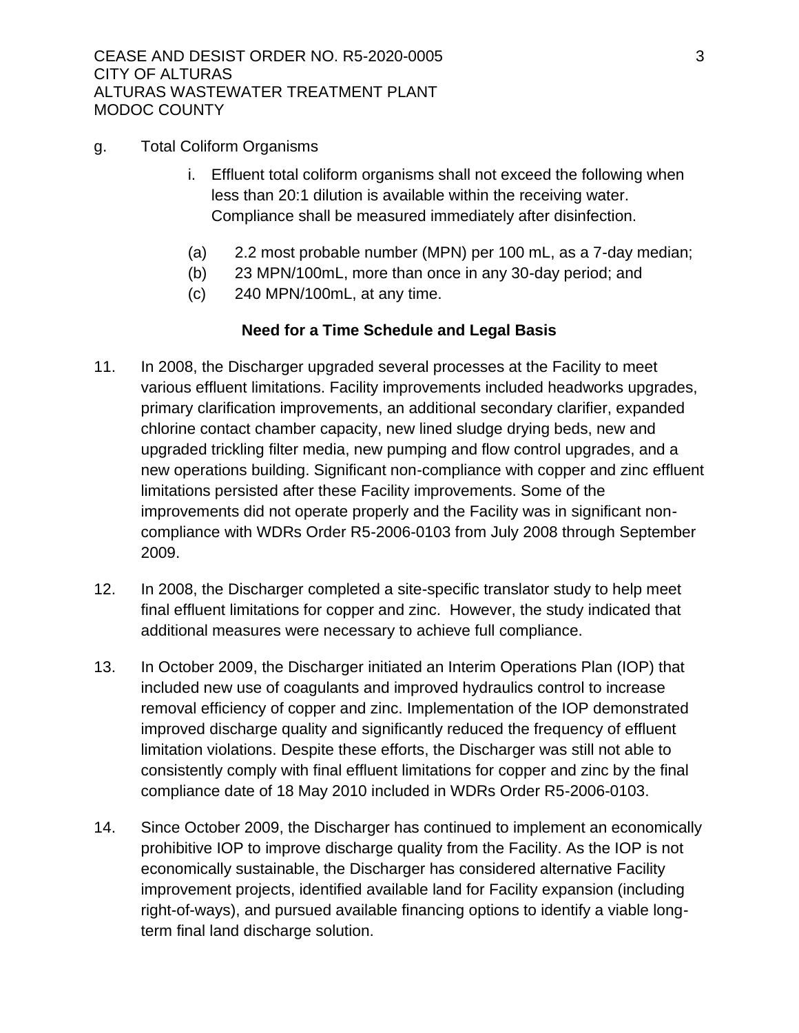g. Total Coliform Organisms

   i. Effluent total coliform organisms shall not exceed the following when less than 20:1 dilution is available within the receiving water. Compliance shall be measured immediately after disinfection.

   (a) 2.2 most probable number (MPN) per 100 mL, as a 7-day median;
   (b) 23 MPN/100mL, more than once in any 30-day period; and
   (c) 240 MPN/100mL, at any time.

**Need for a Time Schedule and Legal Basis**

11. In 2008, the Discharger upgraded several processes at the Facility to meet various effluent limitations. Facility improvements included headworks upgrades, primary clarification improvements, an additional secondary clarifier, expanded chlorine contact chamber capacity, new lined sludge drying beds, new and upgraded trickling filter media, new pumping and flow control upgrades, and a new operations building. Significant non-compliance with copper and zinc effluent limitations persisted after these Facility improvements. Some of the improvements did not operate properly and the Facility was in significant non-compliance with WDRs Order R5-2006-0103 from July 2008 through September 2009.

12. In 2008, the Discharger completed a site-specific translator study to help meet final effluent limitations for copper and zinc. However, the study indicated that additional measures were necessary to achieve full compliance.

13. In October 2009, the Discharger initiated an Interim Operations Plan (IOP) that included new use of coagulants and improved hydraulics control to increase removal efficiency of copper and zinc. Implementation of the IOP demonstrated improved discharge quality and significantly reduced the frequency of effluent limitation violations. Despite these efforts, the Discharger was still not able to consistently comply with final effluent limitations for copper and zinc by the final compliance date of 18 May 2010 included in WDRs Order R5-2006-0103.

14. Since October 2009, the Discharger has continued to implement an economically prohibitive IOP to improve discharge quality from the Facility. As the IOP is not economically sustainable, the Discharger has considered alternative Facility improvement projects, identified available land for Facility expansion (including right-of-ways), and pursued available financing options to identify a viable long-term final land discharge solution.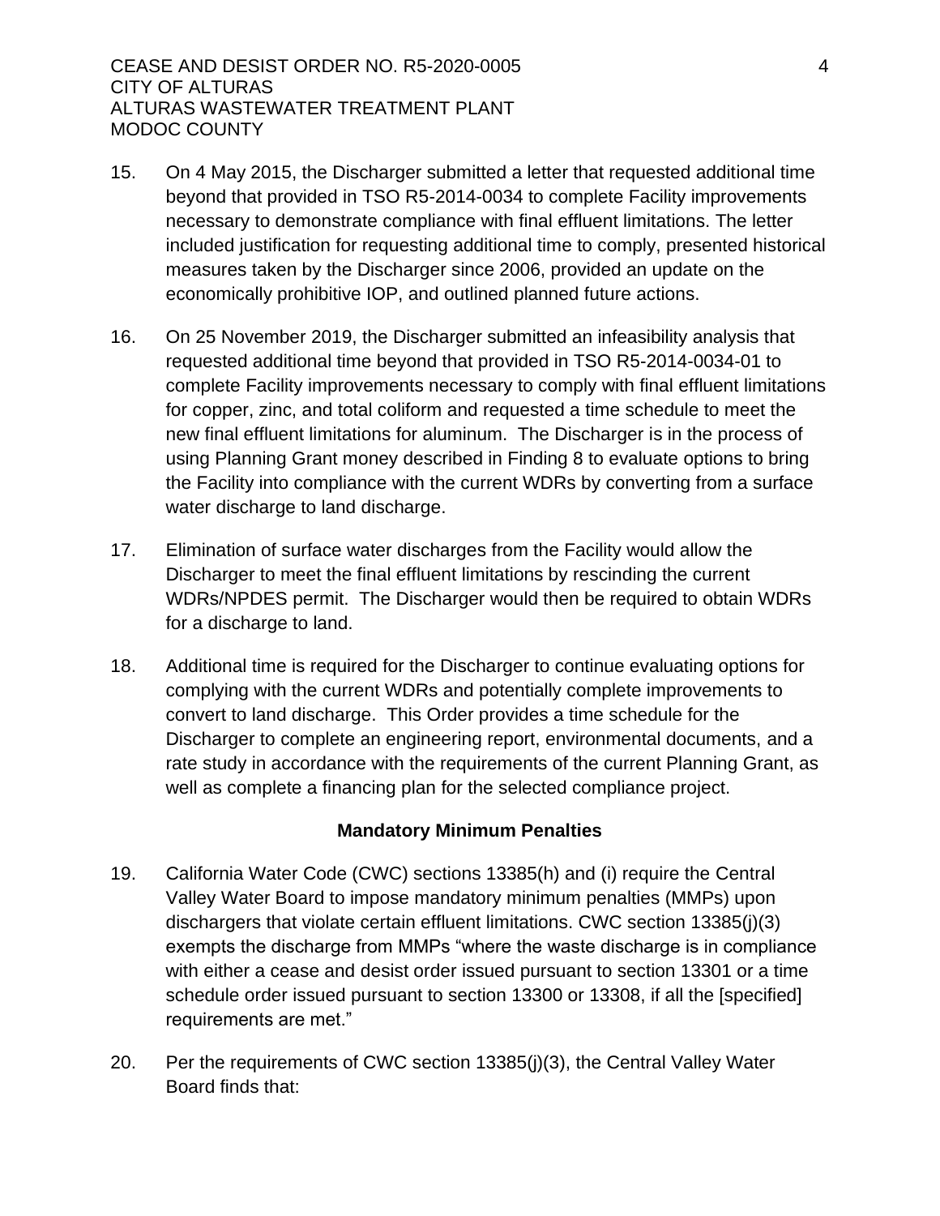15. On 4 May 2015, the Discharger submitted a letter that requested additional time beyond that provided in TSO R5-2014-0034 to complete Facility improvements necessary to demonstrate compliance with final effluent limitations. The letter included justification for requesting additional time to comply, presented historical measures taken by the Discharger since 2006, provided an update on the economically prohibitive IOP, and outlined planned future actions.

16. On 25 November 2019, the Discharger submitted an infeasibility analysis that requested additional time beyond that provided in TSO R5-2014-0034-01 to complete Facility improvements necessary to comply with final effluent limitations for copper, zinc, and total coliform and requested a time schedule to meet the new final effluent limitations for aluminum. The Discharger is in the process of using Planning Grant money described in Finding 8 to evaluate options to bring the Facility into compliance with the current WDRs by converting from a surface water discharge to land discharge.

17. Elimination of surface water discharges from the Facility would allow the Discharger to meet the final effluent limitations by rescinding the current WDRs/NPDES permit. The Discharger would then be required to obtain WDRs for a discharge to land.

18. Additional time is required for the Discharger to continue evaluating options for complying with the current WDRs and potentially complete improvements to convert to land discharge. This Order provides a time schedule for the Discharger to complete an engineering report, environmental documents, and a rate study in accordance with the requirements of the current Planning Grant, as well as complete a financing plan for the selected compliance project.

### Mandatory Minimum Penalties

19. California Water Code (CWC) sections 13385(h) and (i) require the Central Valley Water Board to impose mandatory minimum penalties (MMPs) upon dischargers that violate certain effluent limitations. CWC section 13385(j)(3) exempts the discharge from MMPs "where the waste discharge is in compliance with either a cease and desist order issued pursuant to section 13301 or a time schedule order issued pursuant to section 13300 or 13308, if all the [specified] requirements are met."

20. Per the requirements of CWC section 13385(j)(3), the Central Valley Water Board finds that: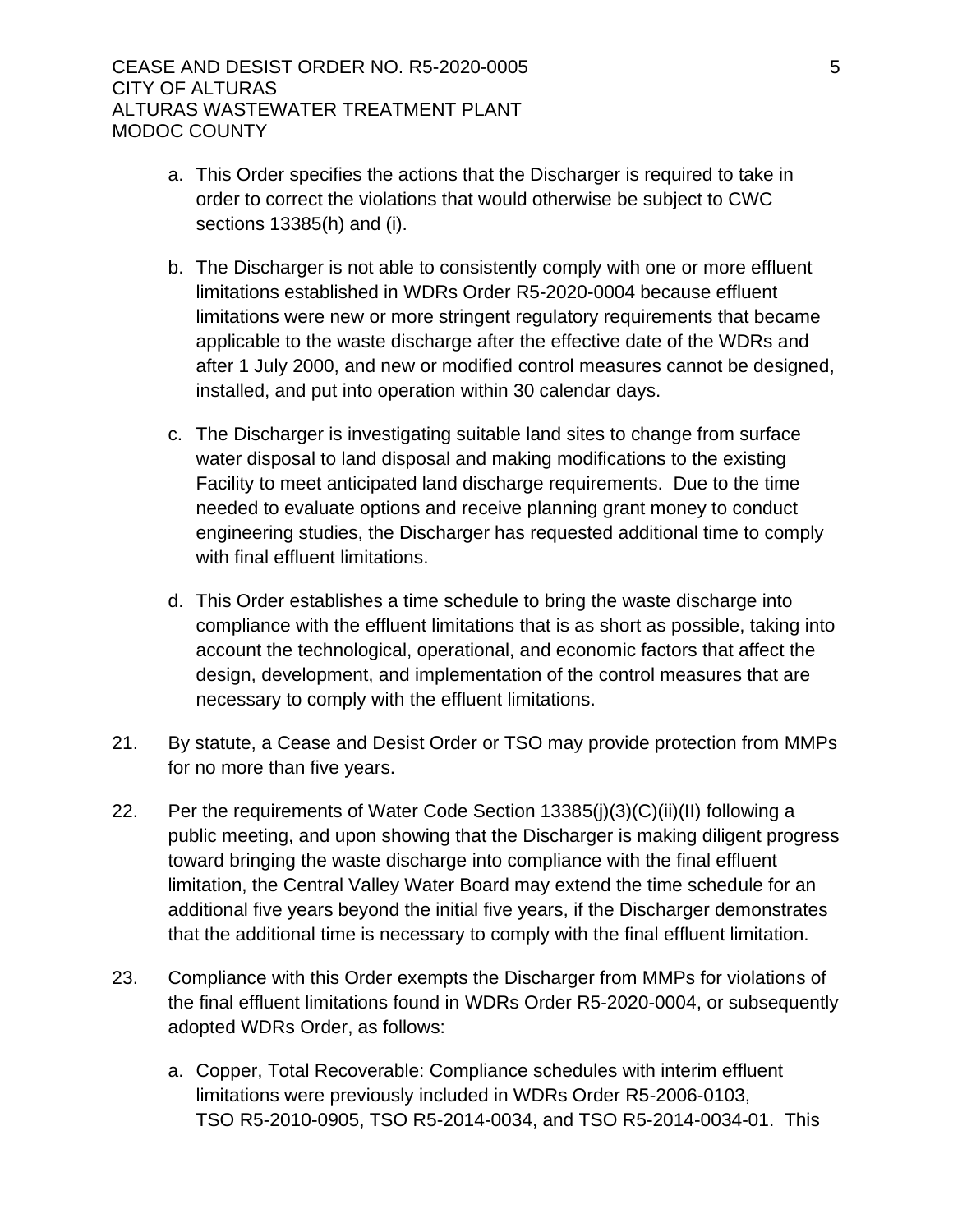a. This Order specifies the actions that the Discharger is required to take in order to correct the violations that would otherwise be subject to CWC sections 13385(h) and (i).

b. The Discharger is not able to consistently comply with one or more effluent limitations established in WDRs Order R5-2020-0004 because effluent limitations were new or more stringent regulatory requirements that became applicable to the waste discharge after the effective date of the WDRs and after 1 July 2000, and new or modified control measures cannot be designed, installed, and put into operation within 30 calendar days.

c. The Discharger is investigating suitable land sites to change from surface water disposal to land disposal and making modifications to the existing Facility to meet anticipated land discharge requirements. Due to the time needed to evaluate options and receive planning grant money to conduct engineering studies, the Discharger has requested additional time to comply with final effluent limitations.

d. This Order establishes a time schedule to bring the waste discharge into compliance with the effluent limitations that is as short as possible, taking into account the technological, operational, and economic factors that affect the design, development, and implementation of the control measures that are necessary to comply with the effluent limitations.

21. By statute, a Cease and Desist Order or TSO may provide protection from MMPs for no more than five years.

22. Per the requirements of Water Code Section 13385(j)(3)(C)(ii)(II) following a public meeting, and upon showing that the Discharger is making diligent progress toward bringing the waste discharge into compliance with the final effluent limitation, the Central Valley Water Board may extend the time schedule for an additional five years beyond the initial five years, if the Discharger demonstrates that the additional time is necessary to comply with the final effluent limitation.

23. Compliance with this Order exempts the Discharger from MMPs for violations of the final effluent limitations found in WDRs Order R5-2020-0004, or subsequently adopted WDRs Order, as follows:

   a. Copper, Total Recoverable: Compliance schedules with interim effluent limitations were previously included in WDRs Order R5-2006-0103, TSO R5-2010-0905, TSO R5-2014-0034, and TSO R5-2014-0034-01. This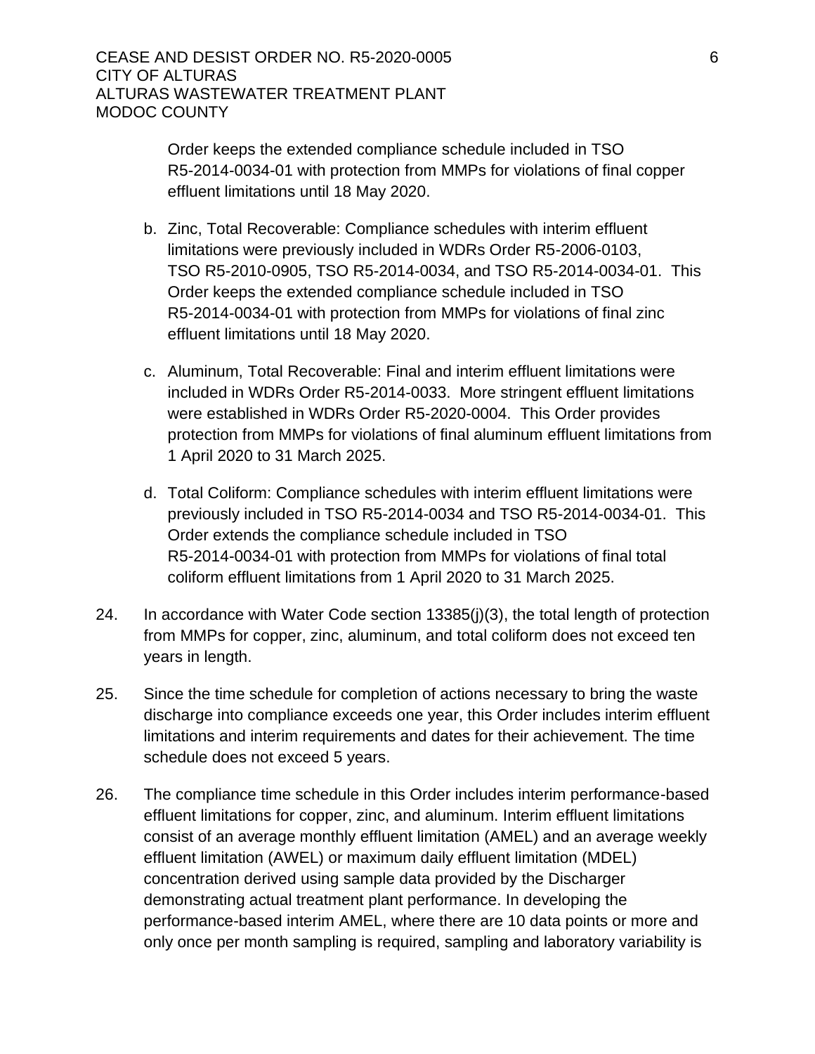Order keeps the extended compliance schedule included in TSO R5-2014-0034-01 with protection from MMPs for violations of final copper effluent limitations until 18 May 2020.

b. Zinc, Total Recoverable: Compliance schedules with interim effluent limitations were previously included in WDRs Order R5-2006-0103, TSO R5-2010-0905, TSO R5-2014-0034, and TSO R5-2014-0034-01. This Order keeps the extended compliance schedule included in TSO R5-2014-0034-01 with protection from MMPs for violations of final zinc effluent limitations until 18 May 2020.

c. Aluminum, Total Recoverable: Final and interim effluent limitations were included in WDRs Order R5-2014-0033. More stringent effluent limitations were established in WDRs Order R5-2020-0004. This Order provides protection from MMPs for violations of final aluminum effluent limitations from 1 April 2020 to 31 March 2025.

d. Total Coliform: Compliance schedules with interim effluent limitations were previously included in TSO R5-2014-0034 and TSO R5-2014-0034-01. This Order extends the compliance schedule included in TSO R5-2014-0034-01 with protection from MMPs for violations of final total coliform effluent limitations from 1 April 2020 to 31 March 2025.

24. In accordance with Water Code section 13385(j)(3), the total length of protection from MMPs for copper, zinc, aluminum, and total coliform does not exceed ten years in length.

25. Since the time schedule for completion of actions necessary to bring the waste discharge into compliance exceeds one year, this Order includes interim effluent limitations and interim requirements and dates for their achievement. The time schedule does not exceed 5 years.

26. The compliance time schedule in this Order includes interim performance-based effluent limitations for copper, zinc, and aluminum. Interim effluent limitations consist of an average monthly effluent limitation (AMEL) and an average weekly effluent limitation (AWEL) or maximum daily effluent limitation (MDEL) concentration derived using sample data provided by the Discharger demonstrating actual treatment plant performance. In developing the performance-based interim AMEL, where there are 10 data points or more and only once per month sampling is required, sampling and laboratory variability is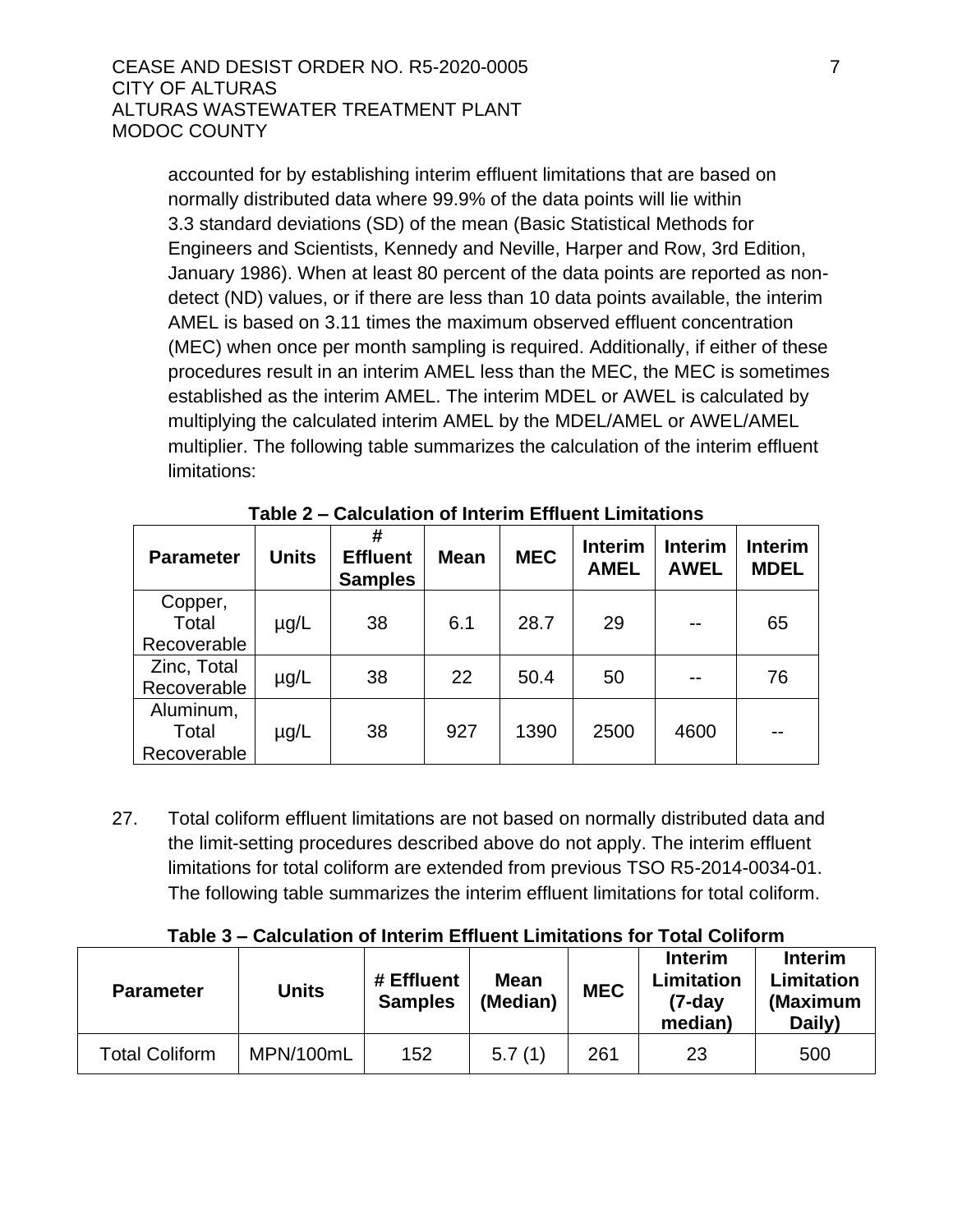accounted for by establishing interim effluent limitations that are based on normally distributed data where 99.9% of the data points will lie within 3.3 standard deviations (SD) of the mean (Basic Statistical Methods for Engineers and Scientists, Kennedy and Neville, Harper and Row, 3rd Edition, January 1986). When at least 80 percent of the data points are reported as non-detect (ND) values, or if there are less than 10 data points available, the interim AMEL is based on 3.11 times the maximum observed effluent concentration (MEC) when once per month sampling is required. Additionally, if either of these procedures result in an interim AMEL less than the MEC, the MEC is sometimes established as the interim AMEL. The interim MDEL or AWEL is calculated by multiplying the calculated interim AMEL by the MDEL/AMEL or AWEL/AMEL multiplier. The following table summarizes the calculation of the interim effluent limitations:

**Table 2 – Calculation of Interim Effluent Limitations**

| Parameter | Units | # Effluent Samples | Mean | MEC | Interim AMEL | Interim AWEL | Interim MDEL |
|---|---|---|---|---|---|---|---|
| Copper, Total Recoverable | µg/L | 38 | 6.1 | 28.7 | 29 | -- | 65 |
| Zinc, Total Recoverable | µg/L | 38 | 22 | 50.4 | 50 | -- | 76 |
| Aluminum, Total Recoverable | µg/L | 38 | 927 | 1390 | 2500 | 4600 | -- |

27. Total coliform effluent limitations are not based on normally distributed data and the limit-setting procedures described above do not apply. The interim effluent limitations for total coliform are extended from previous TSO R5-2014-0034-01. The following table summarizes the interim effluent limitations for total coliform.

**Table 3 – Calculation of Interim Effluent Limitations for Total Coliform**

| Parameter | Units | # Effluent Samples | Mean (Median) | MEC | Interim Limitation (7-day median) | Interim Limitation (Maximum Daily) |
|---|---|---|---|---|---|---|
| Total Coliform | MPN/100mL | 152 | 5.7 (1) | 261 | 23 | 500 |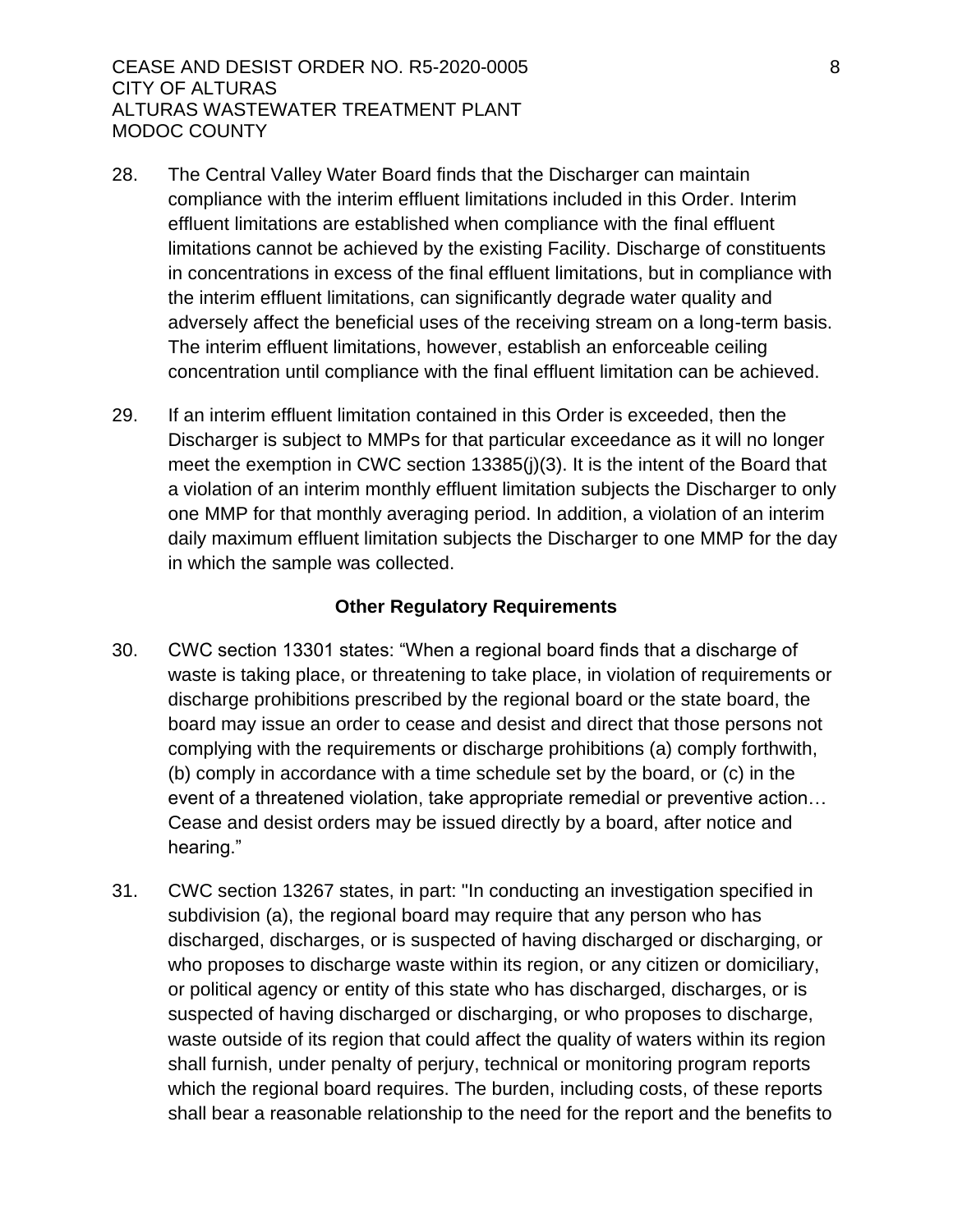28. The Central Valley Water Board finds that the Discharger can maintain compliance with the interim effluent limitations included in this Order. Interim effluent limitations are established when compliance with the final effluent limitations cannot be achieved by the existing Facility. Discharge of constituents in concentrations in excess of the final effluent limitations, but in compliance with the interim effluent limitations, can significantly degrade water quality and adversely affect the beneficial uses of the receiving stream on a long-term basis. The interim effluent limitations, however, establish an enforceable ceiling concentration until compliance with the final effluent limitation can be achieved.

29. If an interim effluent limitation contained in this Order is exceeded, then the Discharger is subject to MMPs for that particular exceedance as it will no longer meet the exemption in CWC section 13385(j)(3). It is the intent of the Board that a violation of an interim monthly effluent limitation subjects the Discharger to only one MMP for that monthly averaging period. In addition, a violation of an interim daily maximum effluent limitation subjects the Discharger to one MMP for the day in which the sample was collected.

**Other Regulatory Requirements**

30. CWC section 13301 states: "When a regional board finds that a discharge of waste is taking place, or threatening to take place, in violation of requirements or discharge prohibitions prescribed by the regional board or the state board, the board may issue an order to cease and desist and direct that those persons not complying with the requirements or discharge prohibitions (a) comply forthwith, (b) comply in accordance with a time schedule set by the board, or (c) in the event of a threatened violation, take appropriate remedial or preventive action… Cease and desist orders may be issued directly by a board, after notice and hearing."

31. CWC section 13267 states, in part: "In conducting an investigation specified in subdivision (a), the regional board may require that any person who has discharged, discharges, or is suspected of having discharged or discharging, or who proposes to discharge waste within its region, or any citizen or domiciliary, or political agency or entity of this state who has discharged, discharges, or is suspected of having discharged or discharging, or who proposes to discharge, waste outside of its region that could affect the quality of waters within its region shall furnish, under penalty of perjury, technical or monitoring program reports which the regional board requires. The burden, including costs, of these reports shall bear a reasonable relationship to the need for the report and the benefits to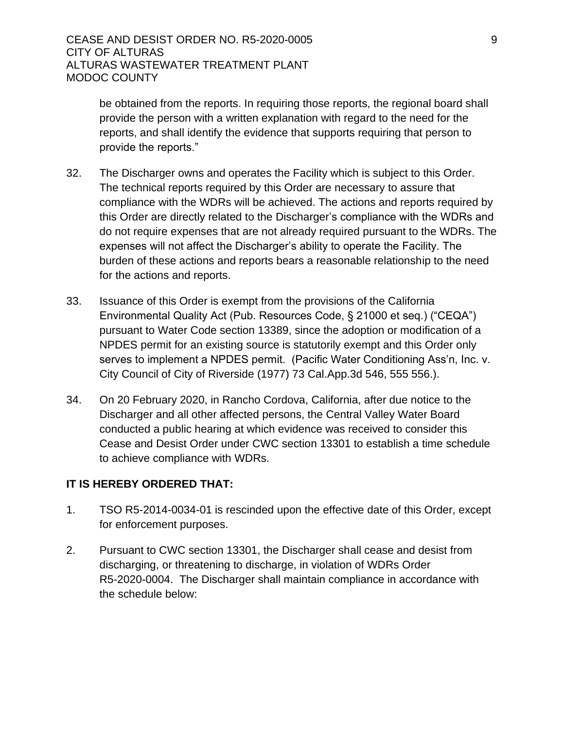be obtained from the reports. In requiring those reports, the regional board shall provide the person with a written explanation with regard to the need for the reports, and shall identify the evidence that supports requiring that person to provide the reports."

32. The Discharger owns and operates the Facility which is subject to this Order. The technical reports required by this Order are necessary to assure that compliance with the WDRs will be achieved. The actions and reports required by this Order are directly related to the Discharger's compliance with the WDRs and do not require expenses that are not already required pursuant to the WDRs. The expenses will not affect the Discharger's ability to operate the Facility. The burden of these actions and reports bears a reasonable relationship to the need for the actions and reports.

33. Issuance of this Order is exempt from the provisions of the California Environmental Quality Act (Pub. Resources Code, § 21000 et seq.) ("CEQA") pursuant to Water Code section 13389, since the adoption or modification of a NPDES permit for an existing source is statutorily exempt and this Order only serves to implement a NPDES permit. (Pacific Water Conditioning Ass'n, Inc. v. City Council of City of Riverside (1977) 73 Cal.App.3d 546, 555 556.).

34. On 20 February 2020, in Rancho Cordova, California, after due notice to the Discharger and all other affected persons, the Central Valley Water Board conducted a public hearing at which evidence was received to consider this Cease and Desist Order under CWC section 13301 to establish a time schedule to achieve compliance with WDRs.

**IT IS HEREBY ORDERED THAT:**

1. TSO R5-2014-0034-01 is rescinded upon the effective date of this Order, except for enforcement purposes.

2. Pursuant to CWC section 13301, the Discharger shall cease and desist from discharging, or threatening to discharge, in violation of WDRs Order R5-2020-0004. The Discharger shall maintain compliance in accordance with the schedule below: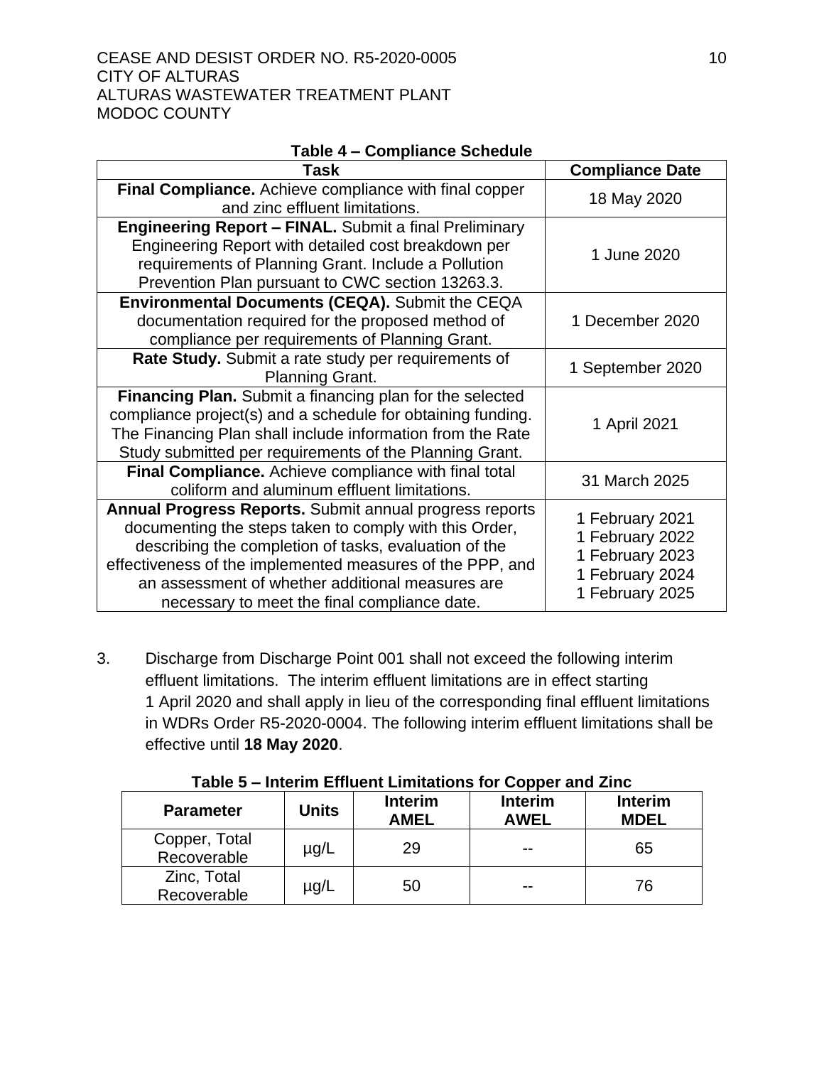**Table 4 – Compliance Schedule**

| Task | Compliance Date |
|---|---|
| **Final Compliance.** Achieve compliance with final copper and zinc effluent limitations. | 18 May 2020 |
| **Engineering Report – FINAL.** Submit a final Preliminary Engineering Report with detailed cost breakdown per requirements of Planning Grant. Include a Pollution Prevention Plan pursuant to CWC section 13263.3. | 1 June 2020 |
| **Environmental Documents (CEQA).** Submit the CEQA documentation required for the proposed method of compliance per requirements of Planning Grant. | 1 December 2020 |
| **Rate Study.** Submit a rate study per requirements of Planning Grant. | 1 September 2020 |
| **Financing Plan.** Submit a financing plan for the selected compliance project(s) and a schedule for obtaining funding. The Financing Plan shall include information from the Rate Study submitted per requirements of the Planning Grant. | 1 April 2021 |
| **Final Compliance.** Achieve compliance with final total coliform and aluminum effluent limitations. | 31 March 2025 |
| **Annual Progress Reports.** Submit annual progress reports documenting the steps taken to comply with this Order, describing the completion of tasks, evaluation of the effectiveness of the implemented measures of the PPP, and an assessment of whether additional measures are necessary to meet the final compliance date. | 1 February 2021<br>1 February 2022<br>1 February 2023<br>1 February 2024<br>1 February 2025 |

3. Discharge from Discharge Point 001 shall not exceed the following interim effluent limitations. The interim effluent limitations are in effect starting 1 April 2020 and shall apply in lieu of the corresponding final effluent limitations in WDRs Order R5-2020-0004. The following interim effluent limitations shall be effective until **18 May 2020**.

**Table 5 – Interim Effluent Limitations for Copper and Zinc**

| Parameter | Units | Interim AMEL | Interim AWEL | Interim MDEL |
|---|---|---|---|---|
| Copper, Total Recoverable | µg/L | 29 | -- | 65 |
| Zinc, Total Recoverable | µg/L | 50 | -- | 76 |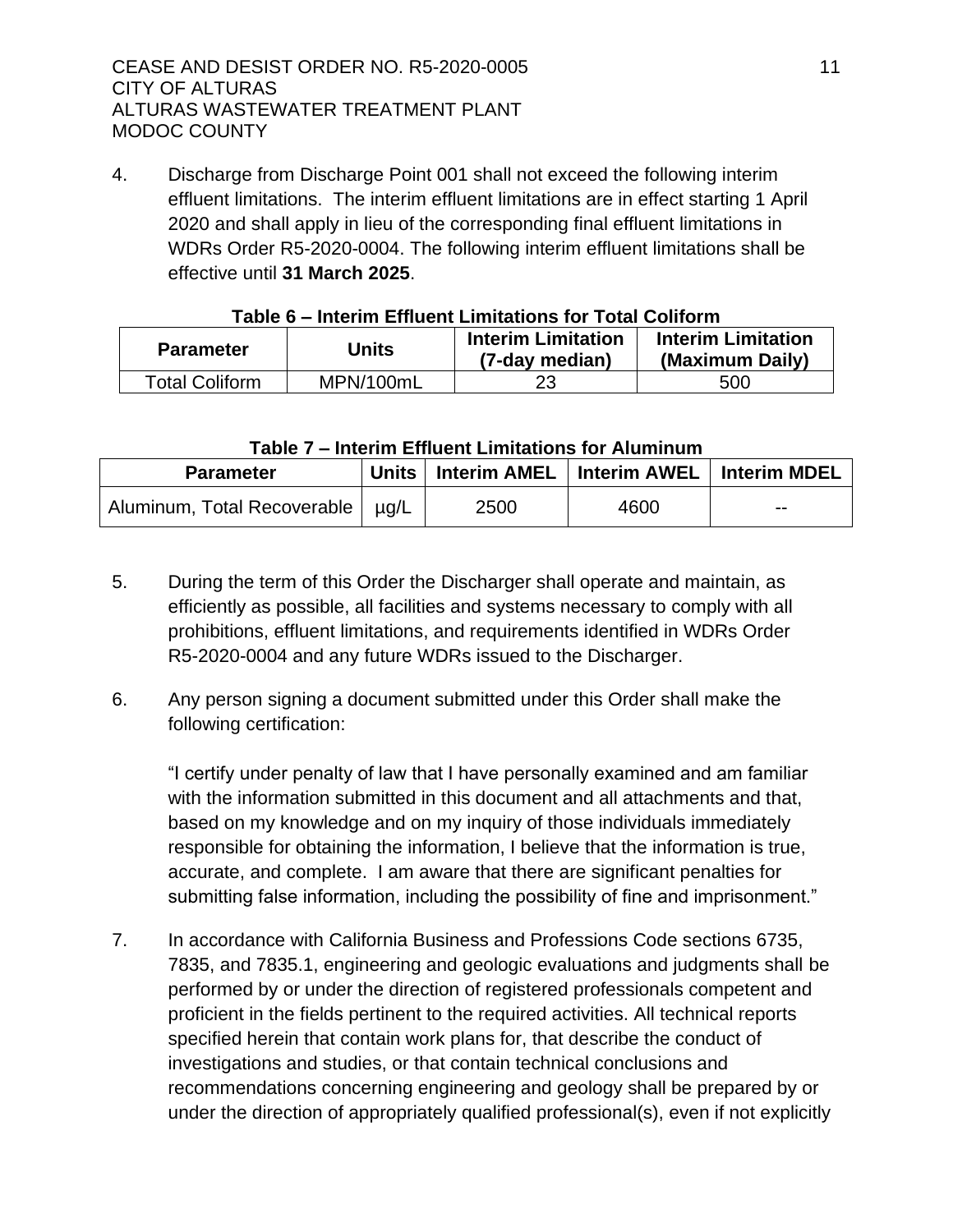4. Discharge from Discharge Point 001 shall not exceed the following interim effluent limitations. The interim effluent limitations are in effect starting 1 April 2020 and shall apply in lieu of the corresponding final effluent limitations in WDRs Order R5-2020-0004. The following interim effluent limitations shall be effective until **31 March 2025**.

**Table 6 – Interim Effluent Limitations for Total Coliform**

| Parameter | Units | Interim Limitation (7-day median) | Interim Limitation (Maximum Daily) |
|---|---|---|---|
| Total Coliform | MPN/100mL | 23 | 500 |

**Table 7 – Interim Effluent Limitations for Aluminum**

| Parameter | Units | Interim AMEL | Interim AWEL | Interim MDEL |
|---|---|---|---|---|
| Aluminum, Total Recoverable | µg/L | 2500 | 4600 | -- |

5. During the term of this Order the Discharger shall operate and maintain, as efficiently as possible, all facilities and systems necessary to comply with all prohibitions, effluent limitations, and requirements identified in WDRs Order R5-2020-0004 and any future WDRs issued to the Discharger.

6. Any person signing a document submitted under this Order shall make the following certification:

   "I certify under penalty of law that I have personally examined and am familiar with the information submitted in this document and all attachments and that, based on my knowledge and on my inquiry of those individuals immediately responsible for obtaining the information, I believe that the information is true, accurate, and complete. I am aware that there are significant penalties for submitting false information, including the possibility of fine and imprisonment."

7. In accordance with California Business and Professions Code sections 6735, 7835, and 7835.1, engineering and geologic evaluations and judgments shall be performed by or under the direction of registered professionals competent and proficient in the fields pertinent to the required activities. All technical reports specified herein that contain work plans for, that describe the conduct of investigations and studies, or that contain technical conclusions and recommendations concerning engineering and geology shall be prepared by or under the direction of appropriately qualified professional(s), even if not explicitly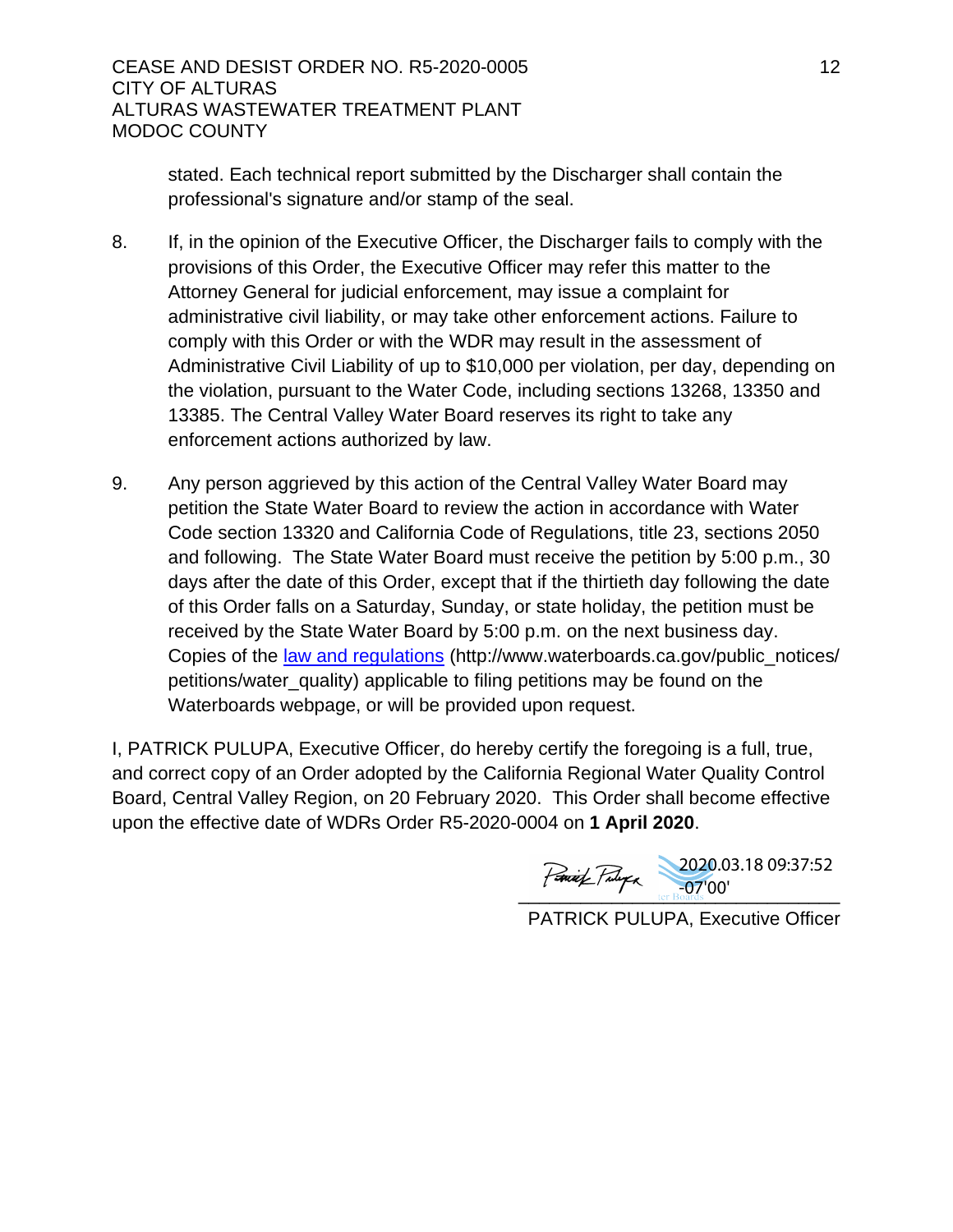stated. Each technical report submitted by the Discharger shall contain the professional's signature and/or stamp of the seal.

8. If, in the opinion of the Executive Officer, the Discharger fails to comply with the provisions of this Order, the Executive Officer may refer this matter to the Attorney General for judicial enforcement, may issue a complaint for administrative civil liability, or may take other enforcement actions. Failure to comply with this Order or with the WDR may result in the assessment of Administrative Civil Liability of up to $10,000 per violation, per day, depending on the violation, pursuant to the Water Code, including sections 13268, 13350 and 13385. The Central Valley Water Board reserves its right to take any enforcement actions authorized by law.

9. Any person aggrieved by this action of the Central Valley Water Board may petition the State Water Board to review the action in accordance with Water Code section 13320 and California Code of Regulations, title 23, sections 2050 and following. The State Water Board must receive the petition by 5:00 p.m., 30 days after the date of this Order, except that if the thirtieth day following the date of this Order falls on a Saturday, Sunday, or state holiday, the petition must be received by the State Water Board by 5:00 p.m. on the next business day. Copies of the [law and regulations](http://www.waterboards.ca.gov/public_notices/petitions/water_quality) (http://www.waterboards.ca.gov/public_notices/petitions/water_quality) applicable to filing petitions may be found on the Waterboards webpage, or will be provided upon request.

I, PATRICK PULUPA, Executive Officer, do hereby certify the foregoing is a full, true, and correct copy of an Order adopted by the California Regional Water Quality Control Board, Central Valley Region, on 20 February 2020. This Order shall become effective upon the effective date of WDRs Order R5-2020-0004 on **1 April 2020**.

2020.03.18 09:37:52 -07'00'

PATRICK PULUPA, Executive Officer